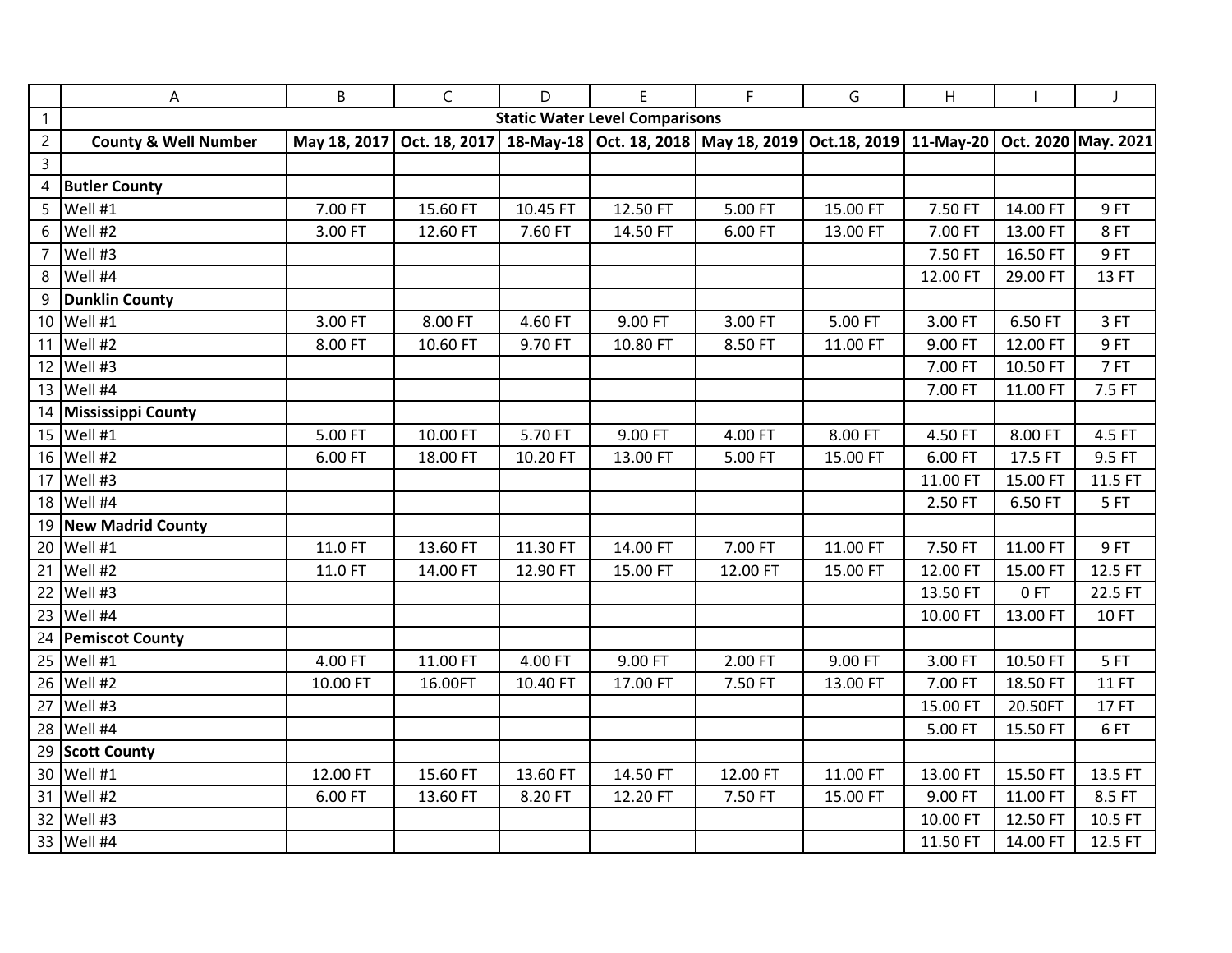| | A | B | C | D | E | F | G | H | I | J |
|---|---|---|---|---|---|---|---|---|---|---|
| 1 | **Static Water Level Comparisons** | | | | | | | | | |
| 2 | **County & Well Number** | **May 18, 2017** | **Oct. 18, 2017** | **18-May-18** | **Oct. 18, 2018** | **May 18, 2019** | **Oct.18, 2019** | **11-May-20** | **Oct. 2020** | **May. 2021** |
| 3 | | | | | | | | | | |
| 4 | **Butler County** | | | | | | | | | |
| 5 | Well #1 | 7.00 FT | 15.60 FT | 10.45 FT | 12.50 FT | 5.00 FT | 15.00 FT | 7.50 FT | 14.00 FT | 9 FT |
| 6 | Well #2 | 3.00 FT | 12.60 FT | 7.60 FT | 14.50 FT | 6.00 FT | 13.00 FT | 7.00 FT | 13.00 FT | 8 FT |
| 7 | Well #3 | | | | | | | 7.50 FT | 16.50 FT | 9 FT |
| 8 | Well #4 | | | | | | | 12.00 FT | 29.00 FT | 13 FT |
| 9 | **Dunklin County** | | | | | | | | | |
| 10 | Well #1 | 3.00 FT | 8.00 FT | 4.60 FT | 9.00 FT | 3.00 FT | 5.00 FT | 3.00 FT | 6.50 FT | 3 FT |
| 11 | Well #2 | 8.00 FT | 10.60 FT | 9.70 FT | 10.80 FT | 8.50 FT | 11.00 FT | 9.00 FT | 12.00 FT | 9 FT |
| 12 | Well #3 | | | | | | | 7.00 FT | 10.50 FT | 7 FT |
| 13 | Well #4 | | | | | | | 7.00 FT | 11.00 FT | 7.5 FT |
| 14 | **Mississippi County** | | | | | | | | | |
| 15 | Well #1 | 5.00 FT | 10.00 FT | 5.70 FT | 9.00 FT | 4.00 FT | 8.00 FT | 4.50 FT | 8.00 FT | 4.5 FT |
| 16 | Well #2 | 6.00 FT | 18.00 FT | 10.20 FT | 13.00 FT | 5.00 FT | 15.00 FT | 6.00 FT | 17.5 FT | 9.5 FT |
| 17 | Well #3 | | | | | | | 11.00 FT | 15.00 FT | 11.5 FT |
| 18 | Well #4 | | | | | | | 2.50 FT | 6.50 FT | 5 FT |
| 19 | **New Madrid County** | | | | | | | | | |
| 20 | Well #1 | 11.0 FT | 13.60 FT | 11.30 FT | 14.00 FT | 7.00 FT | 11.00 FT | 7.50 FT | 11.00 FT | 9 FT |
| 21 | Well #2 | 11.0 FT | 14.00 FT | 12.90 FT | 15.00 FT | 12.00 FT | 15.00 FT | 12.00 FT | 15.00 FT | 12.5 FT |
| 22 | Well #3 | | | | | | | 13.50 FT | 0 FT | 22.5 FT |
| 23 | Well #4 | | | | | | | 10.00 FT | 13.00 FT | 10 FT |
| 24 | **Pemiscot County** | | | | | | | | | |
| 25 | Well #1 | 4.00 FT | 11.00 FT | 4.00 FT | 9.00 FT | 2.00 FT | 9.00 FT | 3.00 FT | 10.50 FT | 5 FT |
| 26 | Well #2 | 10.00 FT | 16.00FT | 10.40 FT | 17.00 FT | 7.50 FT | 13.00 FT | 7.00 FT | 18.50 FT | 11 FT |
| 27 | Well #3 | | | | | | | 15.00 FT | 20.50FT | 17 FT |
| 28 | Well #4 | | | | | | | 5.00 FT | 15.50 FT | 6 FT |
| 29 | **Scott County** | | | | | | | | | |
| 30 | Well #1 | 12.00 FT | 15.60 FT | 13.60 FT | 14.50 FT | 12.00 FT | 11.00 FT | 13.00 FT | 15.50 FT | 13.5 FT |
| 31 | Well #2 | 6.00 FT | 13.60 FT | 8.20 FT | 12.20 FT | 7.50 FT | 15.00 FT | 9.00 FT | 11.00 FT | 8.5 FT |
| 32 | Well #3 | | | | | | | 10.00 FT | 12.50 FT | 10.5 FT |
| 33 | Well #4 | | | | | | | 11.50 FT | 14.00 FT | 12.5 FT |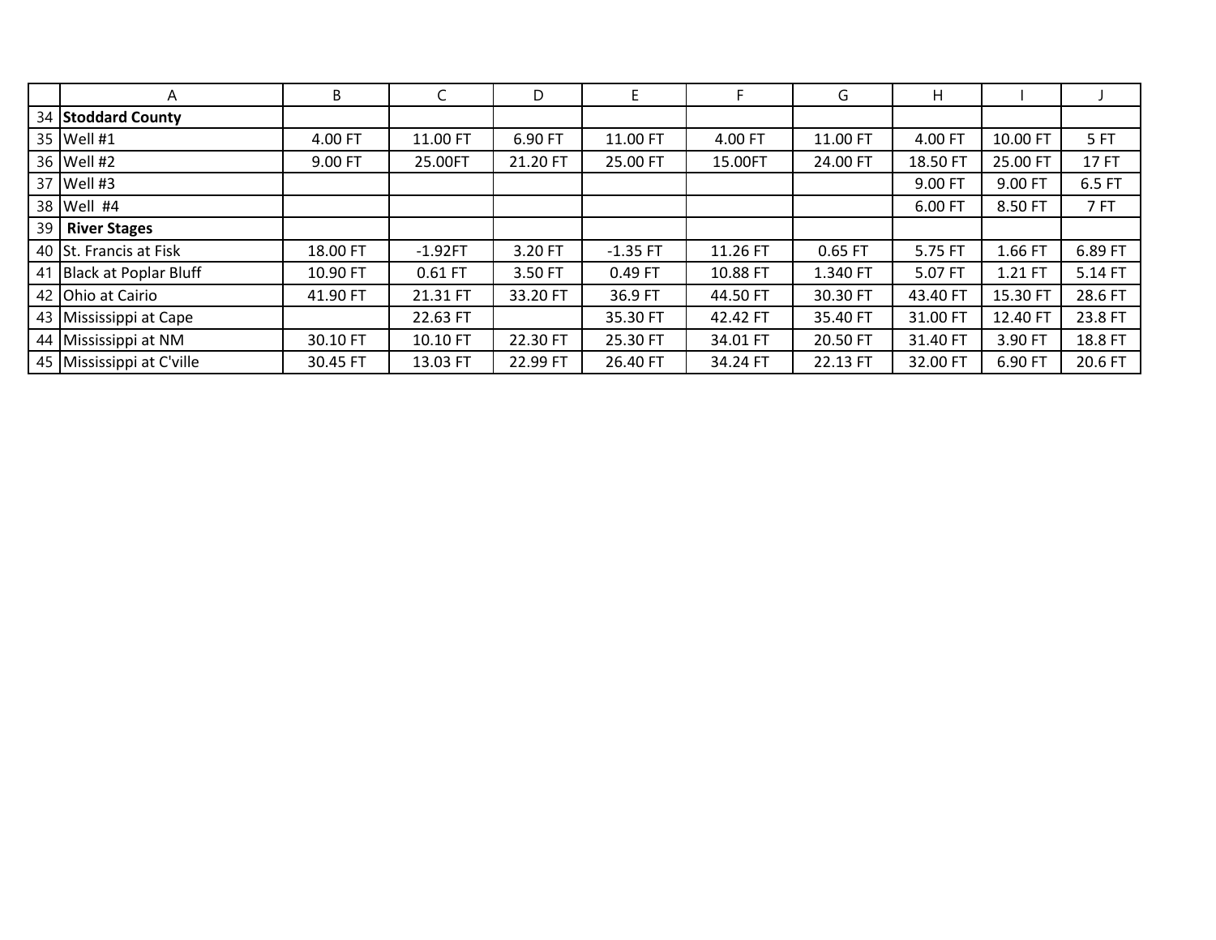| | A | B | C | D | E | F | G | H | I | J |
|---|---|---|---|---|---|---|---|---|---|---|
| 34 | **Stoddard County** | | | | | | | | | |
| 35 | Well #1 | 4.00 FT | 11.00 FT | 6.90 FT | 11.00 FT | 4.00 FT | 11.00 FT | 4.00 FT | 10.00 FT | 5 FT |
| 36 | Well #2 | 9.00 FT | 25.00FT | 21.20 FT | 25.00 FT | 15.00FT | 24.00 FT | 18.50 FT | 25.00 FT | 17 FT |
| 37 | Well #3 | | | | | | | 9.00 FT | 9.00 FT | 6.5 FT |
| 38 | Well #4 | | | | | | | 6.00 FT | 8.50 FT | 7 FT |
| 39 | **River Stages** | | | | | | | | | |
| 40 | St. Francis at Fisk | 18.00 FT | -1.92FT | 3.20 FT | -1.35 FT | 11.26 FT | 0.65 FT | 5.75 FT | 1.66 FT | 6.89 FT |
| 41 | Black at Poplar Bluff | 10.90 FT | 0.61 FT | 3.50 FT | 0.49 FT | 10.88 FT | 1.340 FT | 5.07 FT | 1.21 FT | 5.14 FT |
| 42 | Ohio at Cairio | 41.90 FT | 21.31 FT | 33.20 FT | 36.9 FT | 44.50 FT | 30.30 FT | 43.40 FT | 15.30 FT | 28.6 FT |
| 43 | Mississippi at Cape | | 22.63 FT | | 35.30 FT | 42.42 FT | 35.40 FT | 31.00 FT | 12.40 FT | 23.8 FT |
| 44 | Mississippi at NM | 30.10 FT | 10.10 FT | 22.30 FT | 25.30 FT | 34.01 FT | 20.50 FT | 31.40 FT | 3.90 FT | 18.8 FT |
| 45 | Mississippi at C'ville | 30.45 FT | 13.03 FT | 22.99 FT | 26.40 FT | 34.24 FT | 22.13 FT | 32.00 FT | 6.90 FT | 20.6 FT |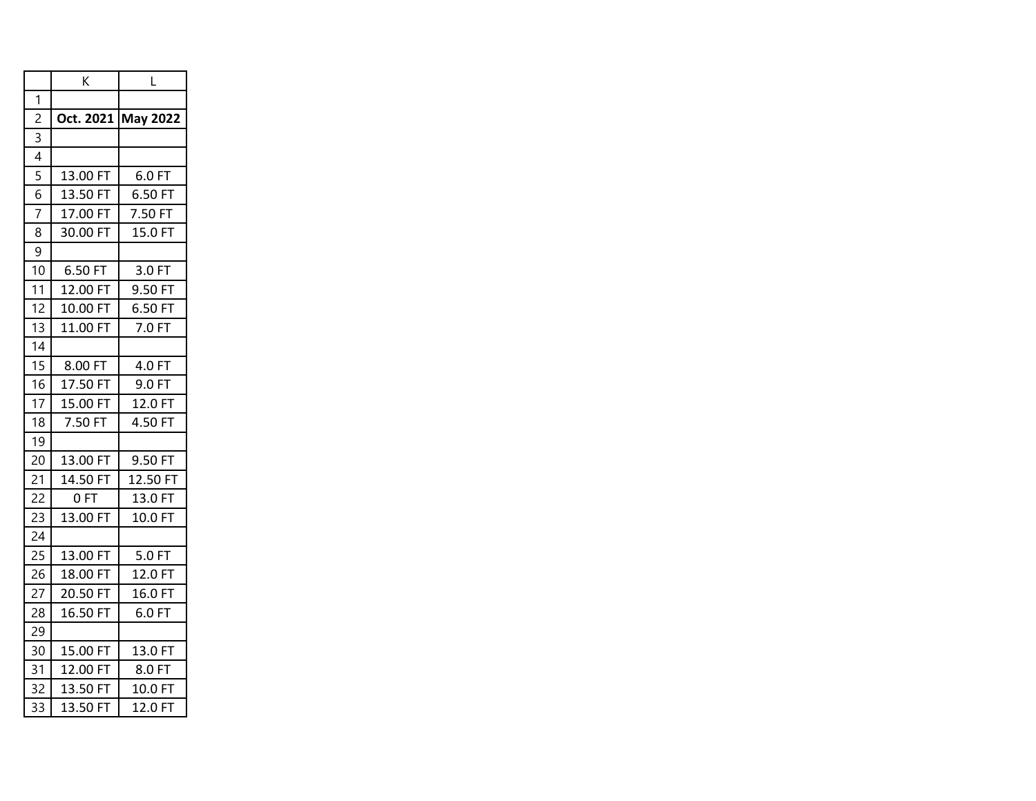|   | K | L |
|---|---|---|
| 1 |  |  |
| 2 | **Oct. 2021** | **May 2022** |
| 3 |  |  |
| 4 |  |  |
| 5 | 13.00 FT | 6.0 FT |
| 6 | 13.50 FT | 6.50 FT |
| 7 | 17.00 FT | 7.50 FT |
| 8 | 30.00 FT | 15.0 FT |
| 9 |  |  |
| 10 | 6.50 FT | 3.0 FT |
| 11 | 12.00 FT | 9.50 FT |
| 12 | 10.00 FT | 6.50 FT |
| 13 | 11.00 FT | 7.0 FT |
| 14 |  |  |
| 15 | 8.00 FT | 4.0 FT |
| 16 | 17.50 FT | 9.0 FT |
| 17 | 15.00 FT | 12.0 FT |
| 18 | 7.50 FT | 4.50 FT |
| 19 |  |  |
| 20 | 13.00 FT | 9.50 FT |
| 21 | 14.50 FT | 12.50 FT |
| 22 | 0 FT | 13.0 FT |
| 23 | 13.00 FT | 10.0 FT |
| 24 |  |  |
| 25 | 13.00 FT | 5.0 FT |
| 26 | 18.00 FT | 12.0 FT |
| 27 | 20.50 FT | 16.0 FT |
| 28 | 16.50 FT | 6.0 FT |
| 29 |  |  |
| 30 | 15.00 FT | 13.0 FT |
| 31 | 12.00 FT | 8.0 FT |
| 32 | 13.50 FT | 10.0 FT |
| 33 | 13.50 FT | 12.0 FT |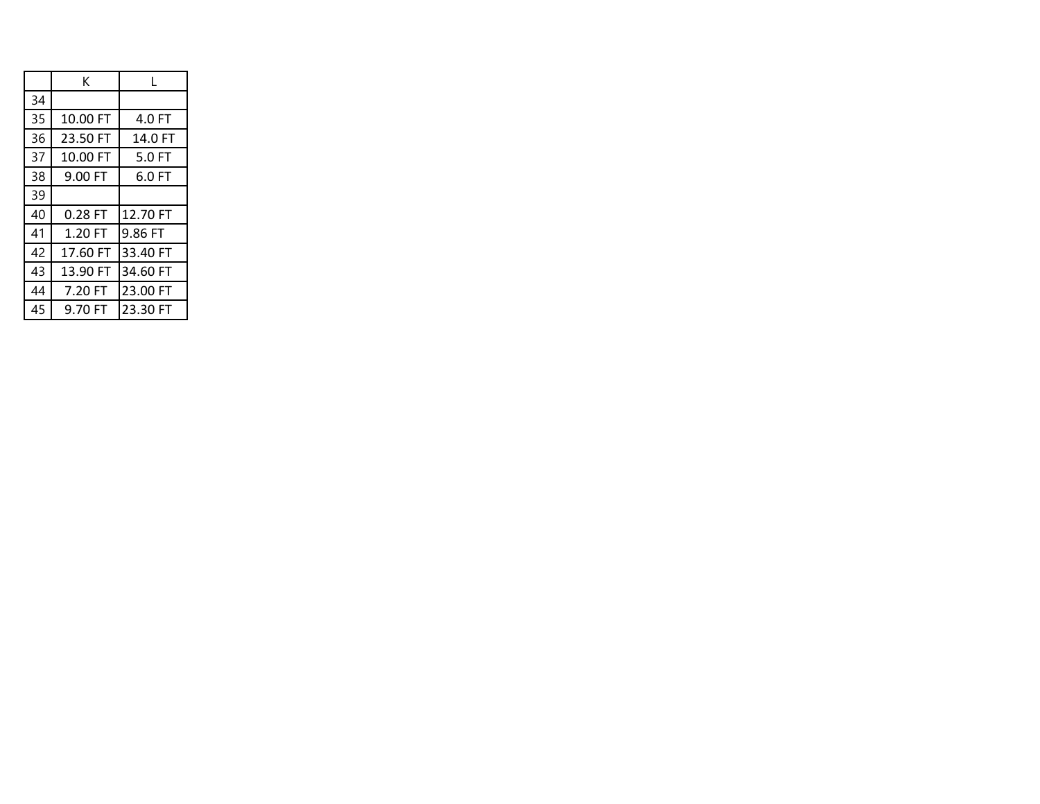| | K | L |
|---|---|---|
| 34 | | |
| 35 | 10.00 FT | 4.0 FT |
| 36 | 23.50 FT | 14.0 FT |
| 37 | 10.00 FT | 5.0 FT |
| 38 | 9.00 FT | 6.0 FT |
| 39 | | |
| 40 | 0.28 FT | 12.70 FT |
| 41 | 1.20 FT | 9.86 FT |
| 42 | 17.60 FT | 33.40 FT |
| 43 | 13.90 FT | 34.60 FT |
| 44 | 7.20 FT | 23.00 FT |
| 45 | 9.70 FT | 23.30 FT |